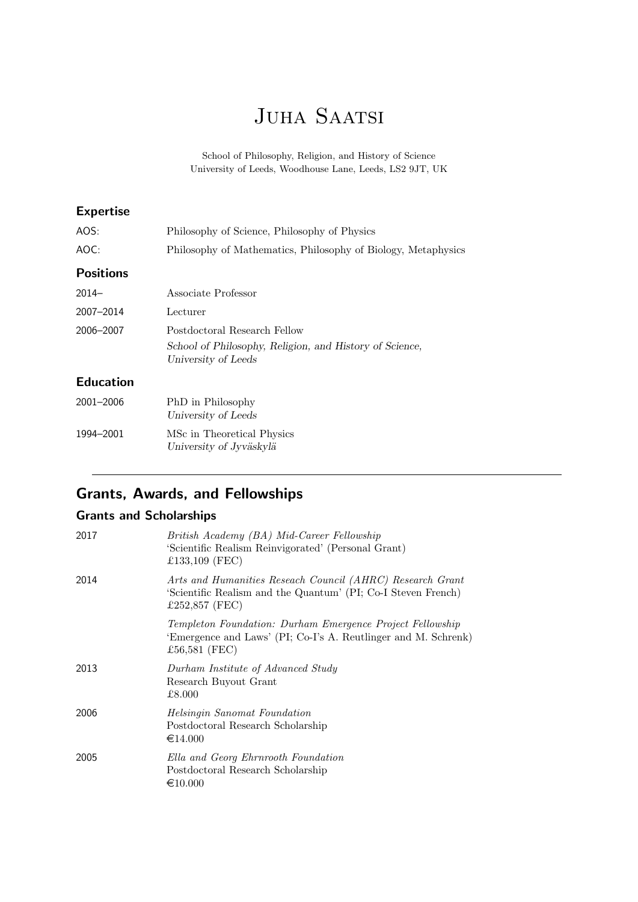# Juha Saatsi

School of Philosophy, Religion, and History of Science
University of Leeds, Woodhouse Lane, Leeds, LS2 9JT, UK

### Expertise

| | |
|---|---|
| AOS: | Philosophy of Science, Philosophy of Physics |
| AOC: | Philosophy of Mathematics, Philosophy of Biology, Metaphysics |

### Positions

| | |
|---|---|
| 2014– | Associate Professor |
| 2007–2014 | Lecturer |
| 2006–2007 | Postdoctoral Research Fellow<br>*School of Philosophy, Religion, and History of Science, University of Leeds* |

### Education

| | |
|---|---|
| 2001–2006 | PhD in Philosophy<br>*University of Leeds* |
| 1994–2001 | MSc in Theoretical Physics<br>*University of Jyväskylä* |

---

## Grants, Awards, and Fellowships

### Grants and Scholarships

| | |
|---|---|
| 2017 | *British Academy (BA) Mid-Career Fellowship*<br>'Scientific Realism Reinvigorated' (Personal Grant)<br>£133,109 (FEC) |
| 2014 | *Arts and Humanities Reseach Council (AHRC) Research Grant*<br>'Scientific Realism and the Quantum' (PI; Co-I Steven French)<br>£252,857 (FEC) |
| | *Templeton Foundation: Durham Emergence Project Fellowship*<br>'Emergence and Laws' (PI; Co-I's A. Reutlinger and M. Schrenk)<br>£56,581 (FEC) |
| 2013 | *Durham Institute of Advanced Study*<br>Research Buyout Grant<br>£8.000 |
| 2006 | *Helsingin Sanomat Foundation*<br>Postdoctoral Research Scholarship<br>€14.000 |
| 2005 | *Ella and Georg Ehrnrooth Foundation*<br>Postdoctoral Research Scholarship<br>€10.000 |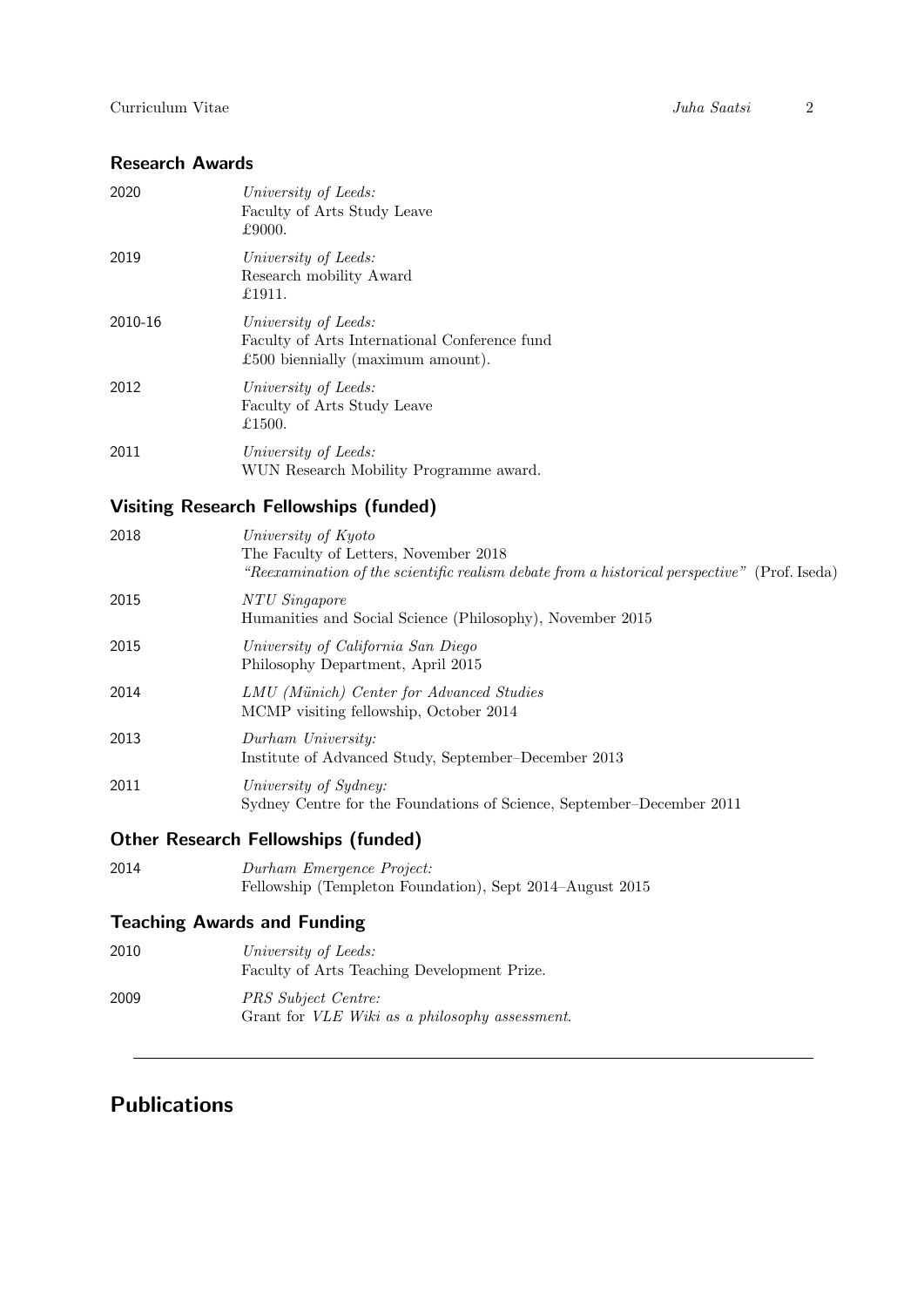## Research Awards

| | |
|---|---|
| 2020 | *University of Leeds:*<br>Faculty of Arts Study Leave<br>£9000. |
| 2019 | *University of Leeds:*<br>Research mobility Award<br>£1911. |
| 2010-16 | *University of Leeds:*<br>Faculty of Arts International Conference fund<br>£500 biennially (maximum amount). |
| 2012 | *University of Leeds:*<br>Faculty of Arts Study Leave<br>£1500. |
| 2011 | *University of Leeds:*<br>WUN Research Mobility Programme award. |

## Visiting Research Fellowships (funded)

| | |
|---|---|
| 2018 | *University of Kyoto*<br>The Faculty of Letters, November 2018<br>*"Reexamination of the scientific realism debate from a historical perspective"* (Prof. Iseda) |
| 2015 | *NTU Singapore*<br>Humanities and Social Science (Philosophy), November 2015 |
| 2015 | *University of California San Diego*<br>Philosophy Department, April 2015 |
| 2014 | *LMU (Münich) Center for Advanced Studies*<br>MCMP visiting fellowship, October 2014 |
| 2013 | *Durham University:*<br>Institute of Advanced Study, September–December 2013 |
| 2011 | *University of Sydney:*<br>Sydney Centre for the Foundations of Science, September–December 2011 |

## Other Research Fellowships (funded)

| | |
|---|---|
| 2014 | *Durham Emergence Project:*<br>Fellowship (Templeton Foundation), Sept 2014–August 2015 |

## Teaching Awards and Funding

| | |
|---|---|
| 2010 | *University of Leeds:*<br>Faculty of Arts Teaching Development Prize. |
| 2009 | *PRS Subject Centre:*<br>Grant for *VLE Wiki as a philosophy assessment.* |

---

# Publications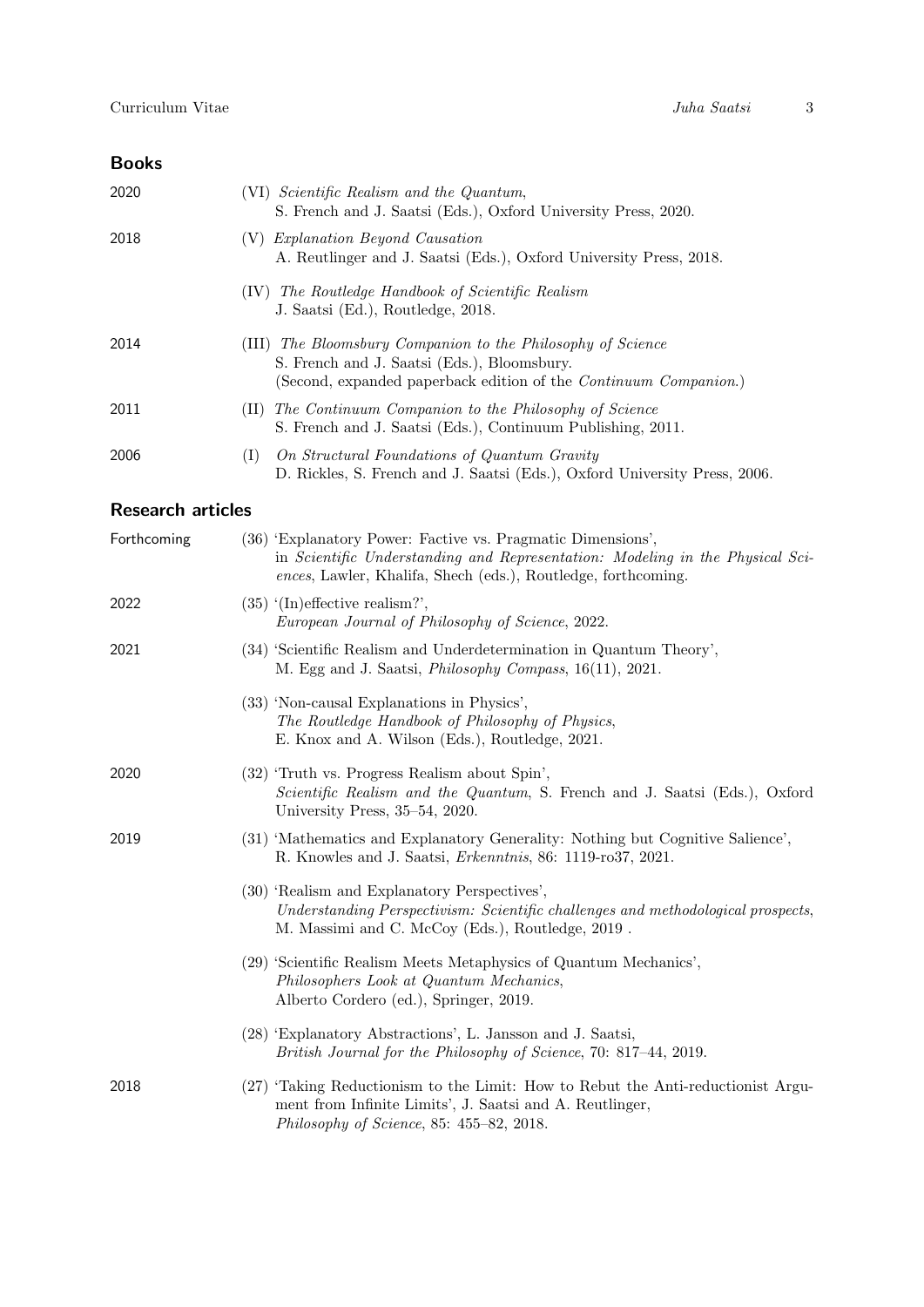## Books

2020

(VI) *Scientific Realism and the Quantum*,
S. French and J. Saatsi (Eds.), Oxford University Press, 2020.

2018

(V) *Explanation Beyond Causation*
A. Reutlinger and J. Saatsi (Eds.), Oxford University Press, 2018.

(IV) *The Routledge Handbook of Scientific Realism*
J. Saatsi (Ed.), Routledge, 2018.

2014

(III) *The Bloomsbury Companion to the Philosophy of Science*
S. French and J. Saatsi (Eds.), Bloomsbury.
(Second, expanded paperback edition of the *Continuum Companion*.)

2011

(II) *The Continuum Companion to the Philosophy of Science*
S. French and J. Saatsi (Eds.), Continuum Publishing, 2011.

2006

(I) *On Structural Foundations of Quantum Gravity*
D. Rickles, S. French and J. Saatsi (Eds.), Oxford University Press, 2006.

## Research articles

Forthcoming

(36) 'Explanatory Power: Factive vs. Pragmatic Dimensions',
in *Scientific Understanding and Representation: Modeling in the Physical Sciences*, Lawler, Khalifa, Shech (eds.), Routledge, forthcoming.

2022

(35) '(In)effective realism?',
*European Journal of Philosophy of Science*, 2022.

2021

(34) 'Scientific Realism and Underdetermination in Quantum Theory',
M. Egg and J. Saatsi, *Philosophy Compass*, 16(11), 2021.

(33) 'Non-causal Explanations in Physics',
*The Routledge Handbook of Philosophy of Physics*,
E. Knox and A. Wilson (Eds.), Routledge, 2021.

2020

(32) 'Truth vs. Progress Realism about Spin',
*Scientific Realism and the Quantum*, S. French and J. Saatsi (Eds.), Oxford University Press, 35–54, 2020.

2019

(31) 'Mathematics and Explanatory Generality: Nothing but Cognitive Salience',
R. Knowles and J. Saatsi, *Erkenntnis*, 86: 1119-ro37, 2021.

(30) 'Realism and Explanatory Perspectives',
*Understanding Perspectivism: Scientific challenges and methodological prospects*, M. Massimi and C. McCoy (Eds.), Routledge, 2019 .

(29) 'Scientific Realism Meets Metaphysics of Quantum Mechanics',
*Philosophers Look at Quantum Mechanics*,
Alberto Cordero (ed.), Springer, 2019.

(28) 'Explanatory Abstractions', L. Jansson and J. Saatsi,
*British Journal for the Philosophy of Science*, 70: 817–44, 2019.

2018

(27) 'Taking Reductionism to the Limit: How to Rebut the Anti-reductionist Argument from Infinite Limits', J. Saatsi and A. Reutlinger,
*Philosophy of Science*, 85: 455–82, 2018.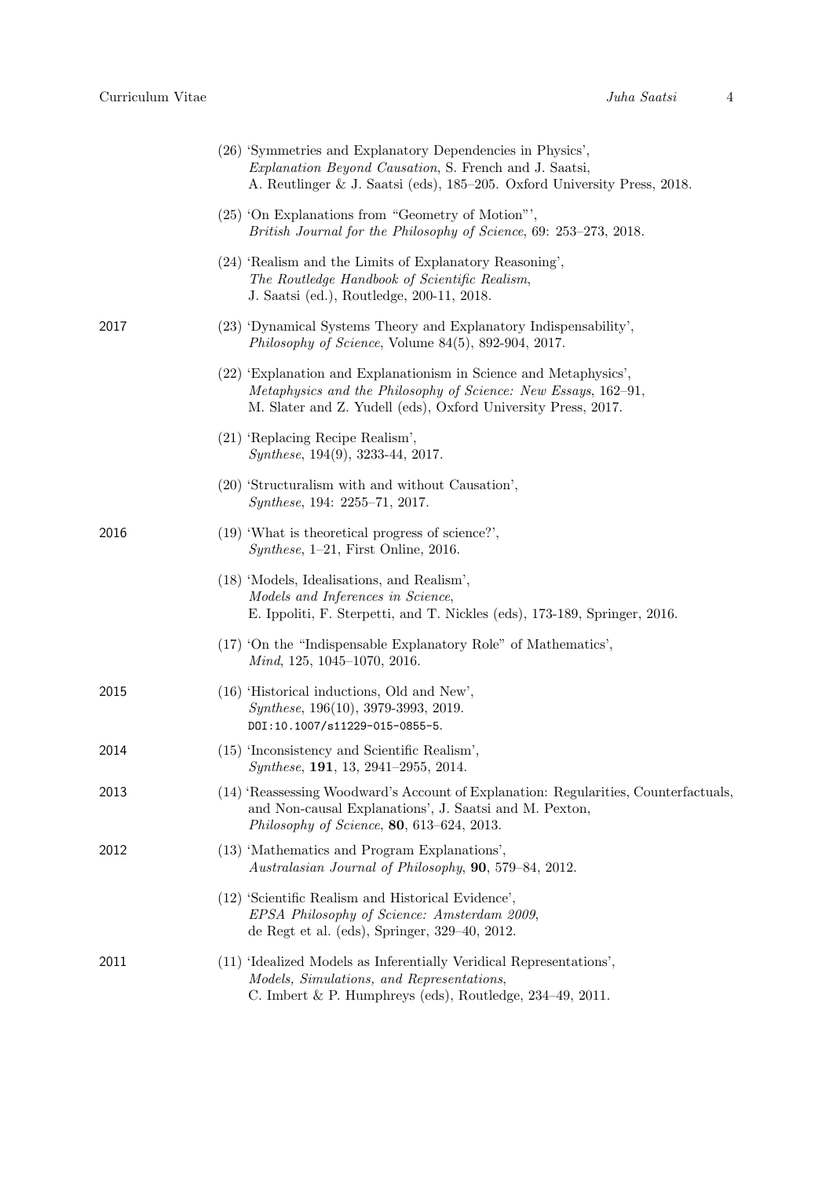(26) 'Symmetries and Explanatory Dependencies in Physics',
*Explanation Beyond Causation*, S. French and J. Saatsi,
A. Reutlinger & J. Saatsi (eds), 185–205. Oxford University Press, 2018.

(25) 'On Explanations from "Geometry of Motion"',
*British Journal for the Philosophy of Science*, 69: 253–273, 2018.

(24) 'Realism and the Limits of Explanatory Reasoning',
*The Routledge Handbook of Scientific Realism*,
J. Saatsi (ed.), Routledge, 200-11, 2018.

**2017**

(23) 'Dynamical Systems Theory and Explanatory Indispensability',
*Philosophy of Science*, Volume 84(5), 892-904, 2017.

(22) 'Explanation and Explanationism in Science and Metaphysics',
*Metaphysics and the Philosophy of Science: New Essays*, 162–91,
M. Slater and Z. Yudell (eds), Oxford University Press, 2017.

(21) 'Replacing Recipe Realism',
*Synthese*, 194(9), 3233-44, 2017.

(20) 'Structuralism with and without Causation',
*Synthese*, 194: 2255–71, 2017.

**2016**

(19) 'What is theoretical progress of science?',
*Synthese*, 1–21, First Online, 2016.

(18) 'Models, Idealisations, and Realism',
*Models and Inferences in Science*,
E. Ippoliti, F. Sterpetti, and T. Nickles (eds), 173-189, Springer, 2016.

(17) 'On the "Indispensable Explanatory Role" of Mathematics',
*Mind*, 125, 1045–1070, 2016.

**2015**

(16) 'Historical inductions, Old and New',
*Synthese*, 196(10), 3979-3993, 2019.
`DOI:10.1007/s11229-015-0855-5`.

**2014**

(15) 'Inconsistency and Scientific Realism',
*Synthese*, **191**, 13, 2941–2955, 2014.

**2013**

(14) 'Reassessing Woodward's Account of Explanation: Regularities, Counterfactuals, and Non-causal Explanations', J. Saatsi and M. Pexton,
*Philosophy of Science*, **80**, 613–624, 2013.

**2012**

(13) 'Mathematics and Program Explanations',
*Australasian Journal of Philosophy*, **90**, 579–84, 2012.

(12) 'Scientific Realism and Historical Evidence',
*EPSA Philosophy of Science: Amsterdam 2009*,
de Regt et al. (eds), Springer, 329–40, 2012.

**2011**

(11) 'Idealized Models as Inferentially Veridical Representations',
*Models, Simulations, and Representations*,
C. Imbert & P. Humphreys (eds), Routledge, 234–49, 2011.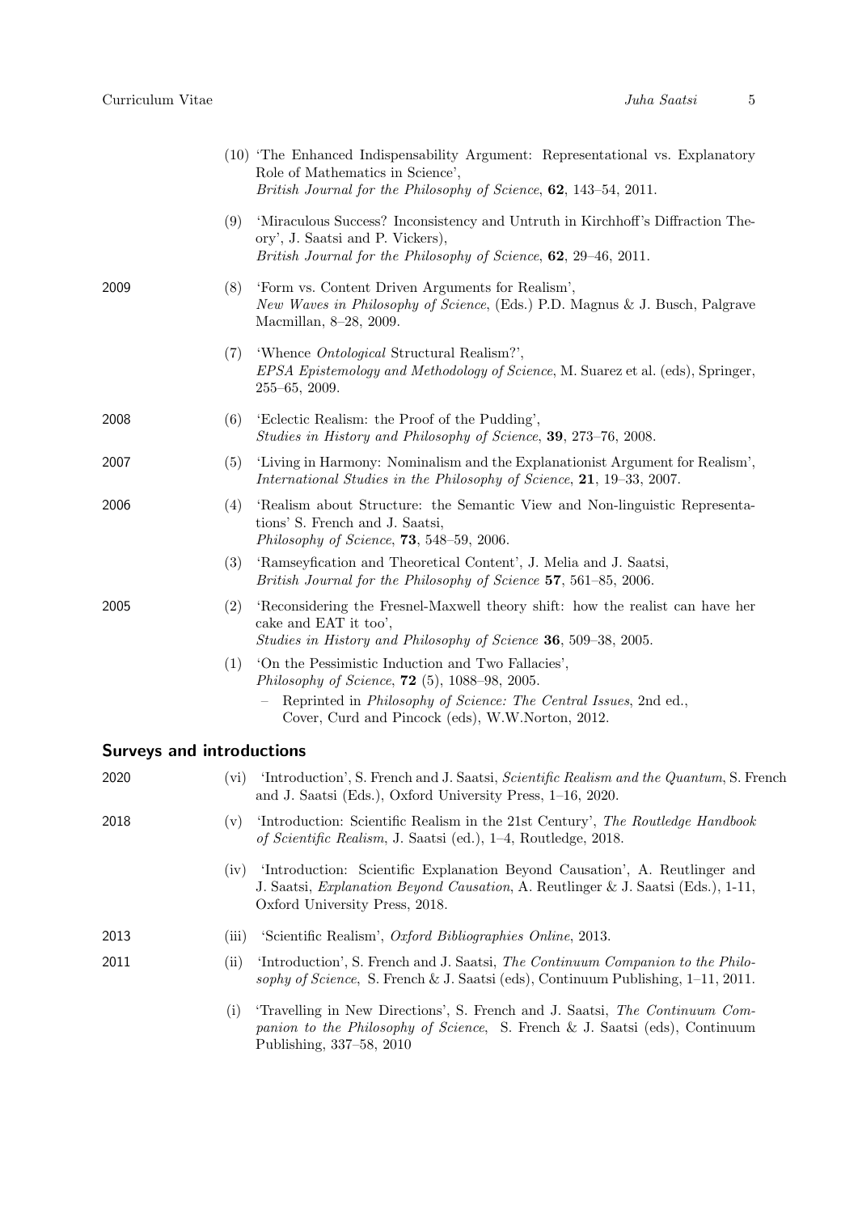(10) 'The Enhanced Indispensability Argument: Representational vs. Explanatory Role of Mathematics in Science',
*British Journal for the Philosophy of Science*, **62**, 143–54, 2011.

(9) 'Miraculous Success? Inconsistency and Untruth in Kirchhoff's Diffraction Theory', J. Saatsi and P. Vickers),
*British Journal for the Philosophy of Science*, **62**, 29–46, 2011.

2009

(8) 'Form vs. Content Driven Arguments for Realism',
*New Waves in Philosophy of Science*, (Eds.) P.D. Magnus & J. Busch, Palgrave Macmillan, 8–28, 2009.

(7) 'Whence *Ontological* Structural Realism?',
*EPSA Epistemology and Methodology of Science*, M. Suarez et al. (eds), Springer, 255–65, 2009.

2008

(6) 'Eclectic Realism: the Proof of the Pudding',
*Studies in History and Philosophy of Science*, **39**, 273–76, 2008.

2007

(5) 'Living in Harmony: Nominalism and the Explanationist Argument for Realism',
*International Studies in the Philosophy of Science*, **21**, 19–33, 2007.

2006

(4) 'Realism about Structure: the Semantic View and Non-linguistic Representations' S. French and J. Saatsi,
*Philosophy of Science*, **73**, 548–59, 2006.

(3) 'Ramseyfication and Theoretical Content', J. Melia and J. Saatsi,
*British Journal for the Philosophy of Science* **57**, 561–85, 2006.

2005

(2) 'Reconsidering the Fresnel-Maxwell theory shift: how the realist can have her cake and EAT it too',
*Studies in History and Philosophy of Science* **36**, 509–38, 2005.

(1) 'On the Pessimistic Induction and Two Fallacies',
*Philosophy of Science*, **72** (5), 1088–98, 2005.
- Reprinted in *Philosophy of Science: The Central Issues*, 2nd ed., Cover, Curd and Pincock (eds), W.W.Norton, 2012.

## Surveys and introductions

2020

(vi) 'Introduction', S. French and J. Saatsi, *Scientific Realism and the Quantum*, S. French and J. Saatsi (Eds.), Oxford University Press, 1–16, 2020.

2018

(v) 'Introduction: Scientific Realism in the 21st Century', *The Routledge Handbook of Scientific Realism*, J. Saatsi (ed.), 1–4, Routledge, 2018.

(iv) 'Introduction: Scientific Explanation Beyond Causation', A. Reutlinger and J. Saatsi, *Explanation Beyond Causation*, A. Reutlinger & J. Saatsi (Eds.), 1-11, Oxford University Press, 2018.

2013

(iii) 'Scientific Realism', *Oxford Bibliographies Online*, 2013.

2011

(ii) 'Introduction', S. French and J. Saatsi, *The Continuum Companion to the Philosophy of Science*, S. French & J. Saatsi (eds), Continuum Publishing, 1–11, 2011.

(i) 'Travelling in New Directions', S. French and J. Saatsi, *The Continuum Companion to the Philosophy of Science*, S. French & J. Saatsi (eds), Continuum Publishing, 337–58, 2010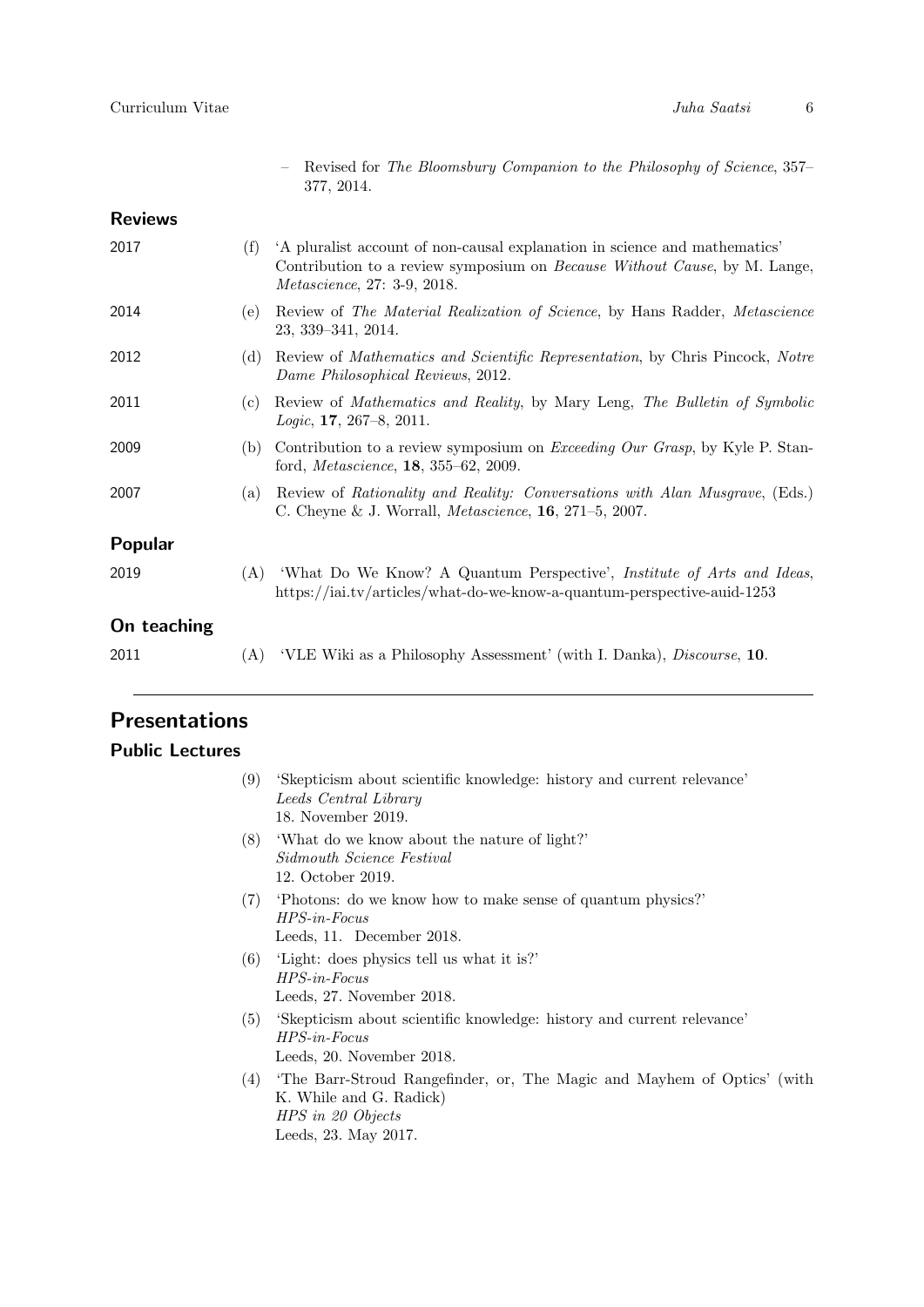– Revised for *The Bloomsbury Companion to the Philosophy of Science*, 357–377, 2014.

### Reviews

2017 (f) 'A pluralist account of non-causal explanation in science and mathematics' Contribution to a review symposium on *Because Without Cause*, by M. Lange, *Metascience*, 27: 3-9, 2018.

2014 (e) Review of *The Material Realization of Science*, by Hans Radder, *Metascience* 23, 339–341, 2014.

2012 (d) Review of *Mathematics and Scientific Representation*, by Chris Pincock, *Notre Dame Philosophical Reviews*, 2012.

2011 (c) Review of *Mathematics and Reality*, by Mary Leng, *The Bulletin of Symbolic Logic*, **17**, 267–8, 2011.

2009 (b) Contribution to a review symposium on *Exceeding Our Grasp*, by Kyle P. Stanford, *Metascience*, **18**, 355–62, 2009.

2007 (a) Review of *Rationality and Reality: Conversations with Alan Musgrave*, (Eds.) C. Cheyne & J. Worrall, *Metascience*, **16**, 271–5, 2007.

### Popular

2019 (A) 'What Do We Know? A Quantum Perspective', *Institute of Arts and Ideas*, https://iai.tv/articles/what-do-we-know-a-quantum-perspective-auid-1253

### On teaching

2011 (A) 'VLE Wiki as a Philosophy Assessment' (with I. Danka), *Discourse*, **10**.

## Presentations

### Public Lectures

(9) 'Skepticism about scientific knowledge: history and current relevance'
*Leeds Central Library*
18. November 2019.

(8) 'What do we know about the nature of light?'
*Sidmouth Science Festival*
12. October 2019.

(7) 'Photons: do we know how to make sense of quantum physics?'
*HPS-in-Focus*
Leeds, 11. December 2018.

(6) 'Light: does physics tell us what it is?'
*HPS-in-Focus*
Leeds, 27. November 2018.

(5) 'Skepticism about scientific knowledge: history and current relevance'
*HPS-in-Focus*
Leeds, 20. November 2018.

(4) 'The Barr-Stroud Rangefinder, or, The Magic and Mayhem of Optics' (with K. While and G. Radick)
*HPS in 20 Objects*
Leeds, 23. May 2017.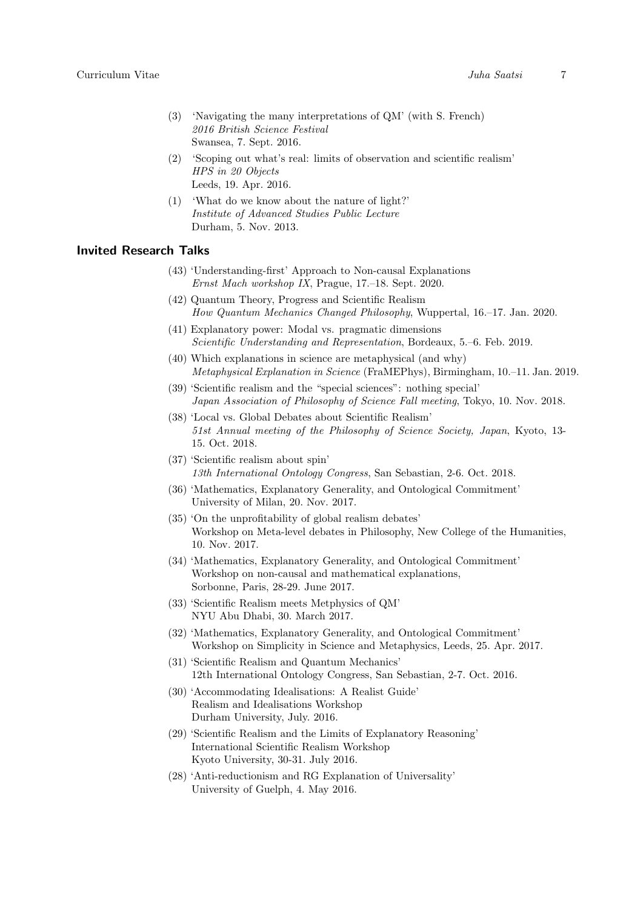(3) 'Navigating the many interpretations of QM' (with S. French)
*2016 British Science Festival*
Swansea, 7. Sept. 2016.

(2) 'Scoping out what's real: limits of observation and scientific realism'
*HPS in 20 Objects*
Leeds, 19. Apr. 2016.

(1) 'What do we know about the nature of light?'
*Institute of Advanced Studies Public Lecture*
Durham, 5. Nov. 2013.

## Invited Research Talks

(43) 'Understanding-first' Approach to Non-causal Explanations
*Ernst Mach workshop IX*, Prague, 17.–18. Sept. 2020.

(42) Quantum Theory, Progress and Scientific Realism
*How Quantum Mechanics Changed Philosophy*, Wuppertal, 16.–17. Jan. 2020.

(41) Explanatory power: Modal vs. pragmatic dimensions
*Scientific Understanding and Representation*, Bordeaux, 5.–6. Feb. 2019.

(40) Which explanations in science are metaphysical (and why)
*Metaphysical Explanation in Science* (FraMEPhys), Birmingham, 10.–11. Jan. 2019.

(39) 'Scientific realism and the "special sciences": nothing special'
*Japan Association of Philosophy of Science Fall meeting*, Tokyo, 10. Nov. 2018.

(38) 'Local vs. Global Debates about Scientific Realism'
*51st Annual meeting of the Philosophy of Science Society, Japan*, Kyoto, 13-15. Oct. 2018.

(37) 'Scientific realism about spin'
*13th International Ontology Congress*, San Sebastian, 2-6. Oct. 2018.

(36) 'Mathematics, Explanatory Generality, and Ontological Commitment'
University of Milan, 20. Nov. 2017.

(35) 'On the unprofitability of global realism debates'
Workshop on Meta-level debates in Philosophy, New College of the Humanities, 10. Nov. 2017.

(34) 'Mathematics, Explanatory Generality, and Ontological Commitment'
Workshop on non-causal and mathematical explanations,
Sorbonne, Paris, 28-29. June 2017.

(33) 'Scientific Realism meets Metphysics of QM'
NYU Abu Dhabi, 30. March 2017.

(32) 'Mathematics, Explanatory Generality, and Ontological Commitment'
Workshop on Simplicity in Science and Metaphysics, Leeds, 25. Apr. 2017.

(31) 'Scientific Realism and Quantum Mechanics'
12th International Ontology Congress, San Sebastian, 2-7. Oct. 2016.

(30) 'Accommodating Idealisations: A Realist Guide'
Realism and Idealisations Workshop
Durham University, July. 2016.

(29) 'Scientific Realism and the Limits of Explanatory Reasoning'
International Scientific Realism Workshop
Kyoto University, 30-31. July 2016.

(28) 'Anti-reductionism and RG Explanation of Universality'
University of Guelph, 4. May 2016.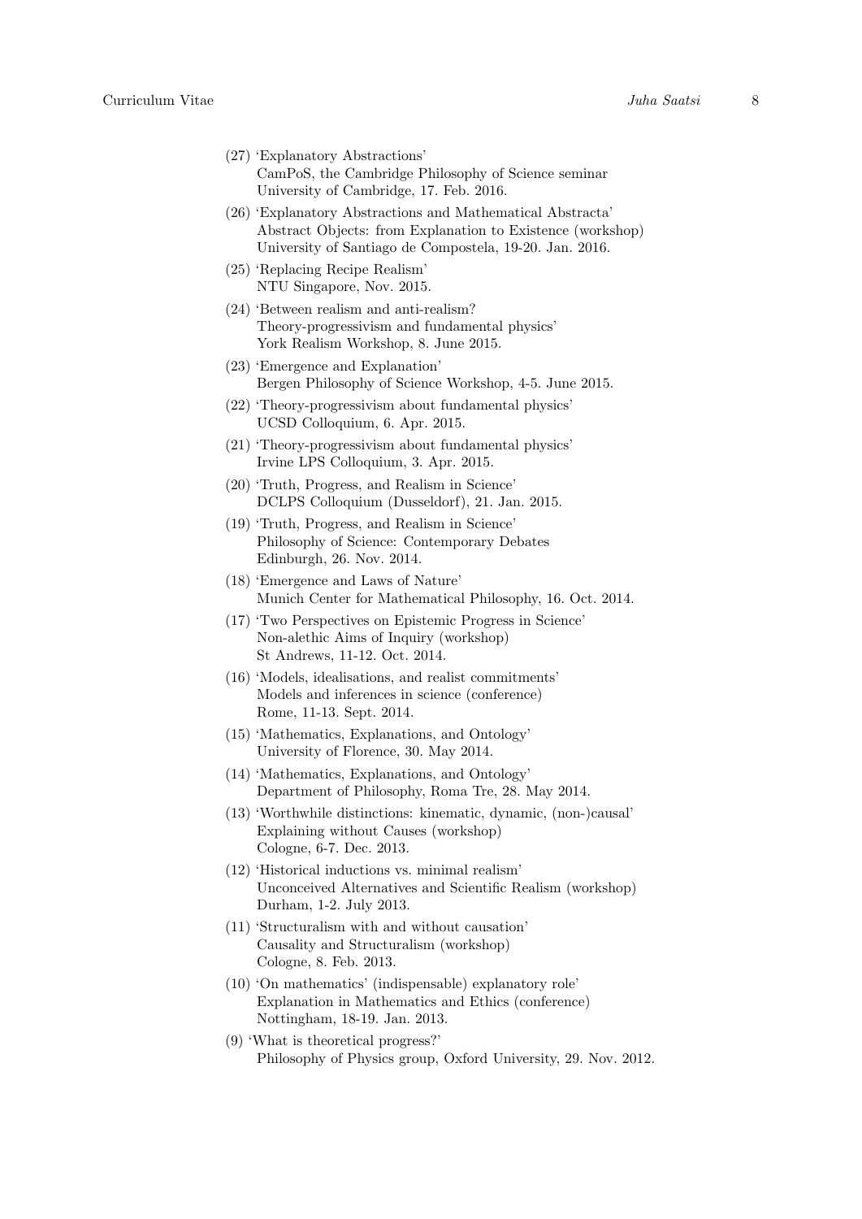(27) 'Explanatory Abstractions'
CamPoS, the Cambridge Philosophy of Science seminar
University of Cambridge, 17. Feb. 2016.

(26) 'Explanatory Abstractions and Mathematical Abstracta'
Abstract Objects: from Explanation to Existence (workshop)
University of Santiago de Compostela, 19-20. Jan. 2016.

(25) 'Replacing Recipe Realism'
NTU Singapore, Nov. 2015.

(24) 'Between realism and anti-realism?
Theory-progressivism and fundamental physics'
York Realism Workshop, 8. June 2015.

(23) 'Emergence and Explanation'
Bergen Philosophy of Science Workshop, 4-5. June 2015.

(22) 'Theory-progressivism about fundamental physics'
UCSD Colloquium, 6. Apr. 2015.

(21) 'Theory-progressivism about fundamental physics'
Irvine LPS Colloquium, 3. Apr. 2015.

(20) 'Truth, Progress, and Realism in Science'
DCLPS Colloquium (Dusseldorf), 21. Jan. 2015.

(19) 'Truth, Progress, and Realism in Science'
Philosophy of Science: Contemporary Debates
Edinburgh, 26. Nov. 2014.

(18) 'Emergence and Laws of Nature'
Munich Center for Mathematical Philosophy, 16. Oct. 2014.

(17) 'Two Perspectives on Epistemic Progress in Science'
Non-alethic Aims of Inquiry (workshop)
St Andrews, 11-12. Oct. 2014.

(16) 'Models, idealisations, and realist commitments'
Models and inferences in science (conference)
Rome, 11-13. Sept. 2014.

(15) 'Mathematics, Explanations, and Ontology'
University of Florence, 30. May 2014.

(14) 'Mathematics, Explanations, and Ontology'
Department of Philosophy, Roma Tre, 28. May 2014.

(13) 'Worthwhile distinctions: kinematic, dynamic, (non-)causal'
Explaining without Causes (workshop)
Cologne, 6-7. Dec. 2013.

(12) 'Historical inductions vs. minimal realism'
Unconceived Alternatives and Scientific Realism (workshop)
Durham, 1-2. July 2013.

(11) 'Structuralism with and without causation'
Causality and Structuralism (workshop)
Cologne, 8. Feb. 2013.

(10) 'On mathematics' (indispensable) explanatory role'
Explanation in Mathematics and Ethics (conference)
Nottingham, 18-19. Jan. 2013.

(9) 'What is theoretical progress?'
Philosophy of Physics group, Oxford University, 29. Nov. 2012.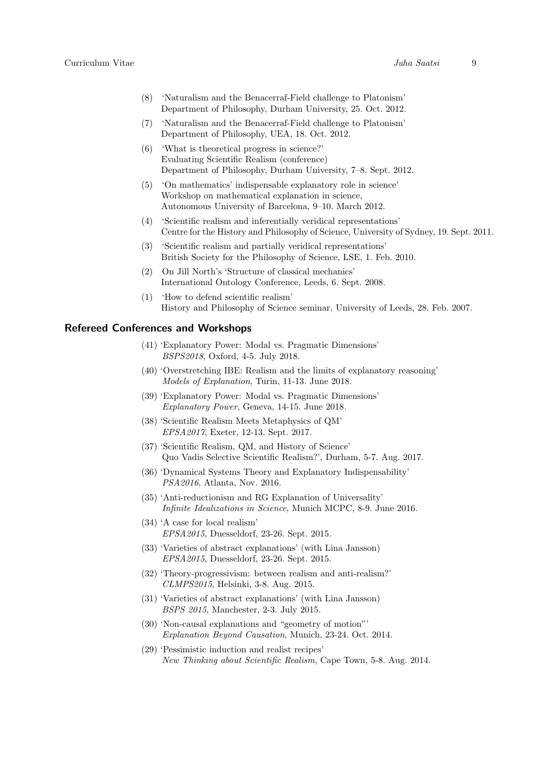(8) 'Naturalism and the Benacerraf-Field challenge to Platonism'
Department of Philosophy, Durham University, 25. Oct. 2012.

(7) 'Naturalism and the Benacerraf-Field challenge to Platonism'
Department of Philosophy, UEA, 18. Oct. 2012.

(6) 'What is theoretical progress in science?'
Evaluating Scientific Realism (conference)
Department of Philosophy, Durham University, 7–8. Sept. 2012.

(5) 'On mathematics' indispensable explanatory role in science'
Workshop on mathematical explanation in science,
Autonomous University of Barcelona, 9–10. March 2012.

(4) 'Scientific realism and inferentially veridical representations'
Centre for the History and Philosophy of Science, University of Sydney, 19. Sept. 2011.

(3) 'Scientific realism and partially veridical representations'
British Society for the Philosophy of Science, LSE, 1. Feb. 2010.

(2) On Jill North's 'Structure of classical mechanics'
International Ontology Conference, Leeds, 6. Sept. 2008.

(1) 'How to defend scientific realism'
History and Philosophy of Science seminar, University of Leeds, 28. Feb. 2007.

## Refereed Conferences and Workshops

(41) 'Explanatory Power: Modal vs. Pragmatic Dimensions'
*BSPS2018*, Oxford, 4-5. July 2018.

(40) 'Overstretching IBE: Realism and the limits of explanatory reasoning'
*Models of Explanation*, Turin, 11-13. June 2018.

(39) 'Explanatory Power: Modal vs. Pragmatic Dimensions'
*Explanatory Power*, Geneva, 14-15. June 2018.

(38) 'Scientific Realism Meets Metaphysics of QM'
*EPSA2017*, Exeter, 12-13. Sept. 2017.

(37) 'Scientific Realism, QM, and History of Science'
Quo Vadis Selective Scientific Realism?', Durham, 5-7. Aug. 2017.

(36) 'Dynamical Systems Theory and Explanatory Indispensability'
*PSA2016*, Atlanta, Nov. 2016.

(35) 'Anti-reductionism and RG Explanation of Universality'
*Infinite Idealizations in Science*, Munich MCPC, 8-9. June 2016.

(34) 'A case for local realism'
*EPSA2015*, Duesseldorf, 23-26. Sept. 2015.

(33) 'Varieties of abstract explanations' (with Lina Jansson)
*EPSA2015*, Duesseldorf, 23-26. Sept. 2015.

(32) 'Theory-progressivism: between realism and anti-realism?'
*CLMPS2015*, Helsinki, 3-8. Aug. 2015.

(31) 'Varieties of abstract explanations' (with Lina Jansson)
*BSPS 2015*, Manchester, 2-3. July 2015.

(30) 'Non-causal explanations and "geometry of motion"'
*Explanation Beyond Causation*, Munich, 23-24. Oct. 2014.

(29) 'Pessimistic induction and realist recipes'
*New Thinking about Scientific Realism*, Cape Town, 5-8. Aug. 2014.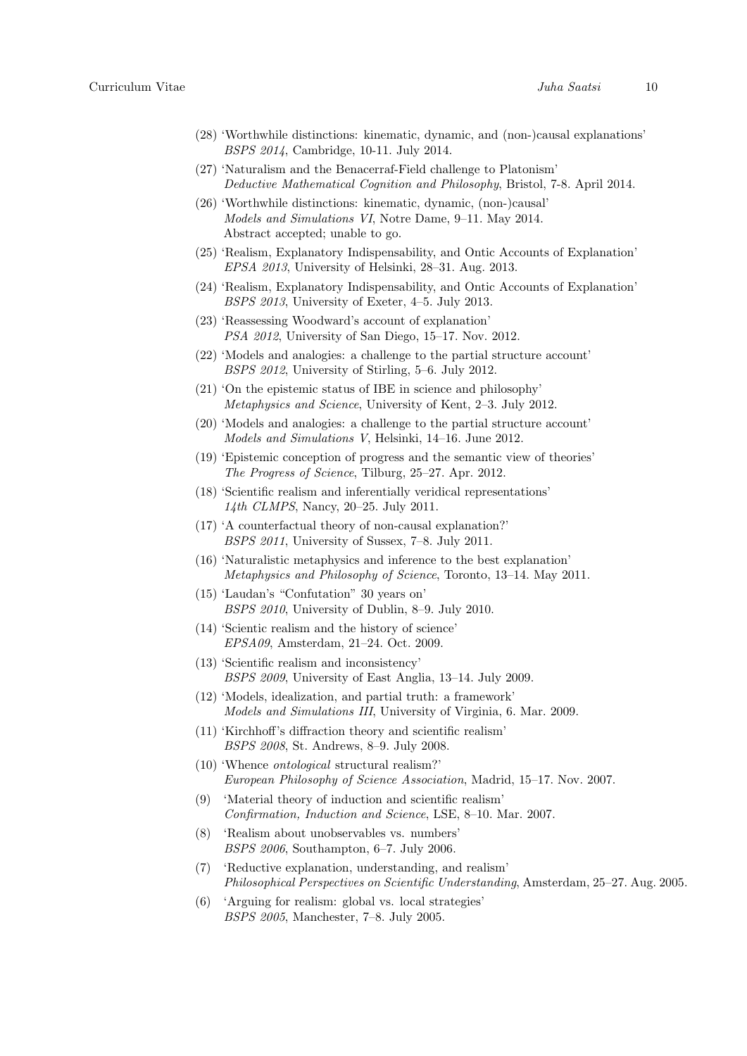(28) 'Worthwhile distinctions: kinematic, dynamic, and (non-)causal explanations'
*BSPS 2014*, Cambridge, 10-11. July 2014.

(27) 'Naturalism and the Benacerraf-Field challenge to Platonism'
*Deductive Mathematical Cognition and Philosophy*, Bristol, 7-8. April 2014.

(26) 'Worthwhile distinctions: kinematic, dynamic, (non-)causal'
*Models and Simulations VI*, Notre Dame, 9–11. May 2014.
Abstract accepted; unable to go.

(25) 'Realism, Explanatory Indispensability, and Ontic Accounts of Explanation'
*EPSA 2013*, University of Helsinki, 28–31. Aug. 2013.

(24) 'Realism, Explanatory Indispensability, and Ontic Accounts of Explanation'
*BSPS 2013*, University of Exeter, 4–5. July 2013.

(23) 'Reassessing Woodward's account of explanation'
*PSA 2012*, University of San Diego, 15–17. Nov. 2012.

(22) 'Models and analogies: a challenge to the partial structure account'
*BSPS 2012*, University of Stirling, 5–6. July 2012.

(21) 'On the epistemic status of IBE in science and philosophy'
*Metaphysics and Science*, University of Kent, 2–3. July 2012.

(20) 'Models and analogies: a challenge to the partial structure account'
*Models and Simulations V*, Helsinki, 14–16. June 2012.

(19) 'Epistemic conception of progress and the semantic view of theories'
*The Progress of Science*, Tilburg, 25–27. Apr. 2012.

(18) 'Scientific realism and inferentially veridical representations'
*14th CLMPS*, Nancy, 20–25. July 2011.

(17) 'A counterfactual theory of non-causal explanation?'
*BSPS 2011*, University of Sussex, 7–8. July 2011.

(16) 'Naturalistic metaphysics and inference to the best explanation'
*Metaphysics and Philosophy of Science*, Toronto, 13–14. May 2011.

(15) 'Laudan's "Confutation" 30 years on'
*BSPS 2010*, University of Dublin, 8–9. July 2010.

(14) 'Scientic realism and the history of science'
*EPSA09*, Amsterdam, 21–24. Oct. 2009.

(13) 'Scientific realism and inconsistency'
*BSPS 2009*, University of East Anglia, 13–14. July 2009.

(12) 'Models, idealization, and partial truth: a framework'
*Models and Simulations III*, University of Virginia, 6. Mar. 2009.

(11) 'Kirchhoff's diffraction theory and scientific realism'
*BSPS 2008*, St. Andrews, 8–9. July 2008.

(10) 'Whence *ontological* structural realism?'
*European Philosophy of Science Association*, Madrid, 15–17. Nov. 2007.

(9) 'Material theory of induction and scientific realism'
*Confirmation, Induction and Science*, LSE, 8–10. Mar. 2007.

(8) 'Realism about unobservables vs. numbers'
*BSPS 2006*, Southampton, 6–7. July 2006.

(7) 'Reductive explanation, understanding, and realism'
*Philosophical Perspectives on Scientific Understanding*, Amsterdam, 25–27. Aug. 2005.

(6) 'Arguing for realism: global vs. local strategies'
*BSPS 2005*, Manchester, 7–8. July 2005.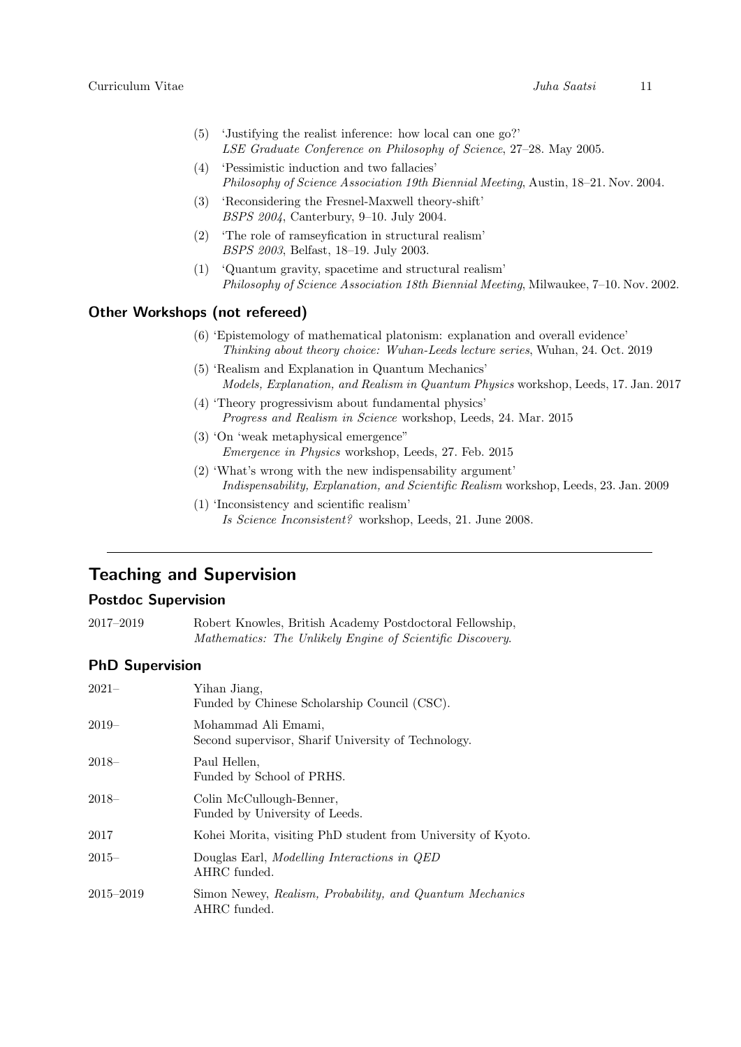(5) 'Justifying the realist inference: how local can one go?'
*LSE Graduate Conference on Philosophy of Science*, 27–28. May 2005.

(4) 'Pessimistic induction and two fallacies'
*Philosophy of Science Association 19th Biennial Meeting*, Austin, 18–21. Nov. 2004.

(3) 'Reconsidering the Fresnel-Maxwell theory-shift'
*BSPS 2004*, Canterbury, 9–10. July 2004.

(2) 'The role of ramseyfication in structural realism'
*BSPS 2003*, Belfast, 18–19. July 2003.

(1) 'Quantum gravity, spacetime and structural realism'
*Philosophy of Science Association 18th Biennial Meeting*, Milwaukee, 7–10. Nov. 2002.

### Other Workshops (not refereed)

(6) 'Epistemology of mathematical platonism: explanation and overall evidence'
*Thinking about theory choice: Wuhan-Leeds lecture series*, Wuhan, 24. Oct. 2019

(5) 'Realism and Explanation in Quantum Mechanics'
*Models, Explanation, and Realism in Quantum Physics* workshop, Leeds, 17. Jan. 2017

(4) 'Theory progressivism about fundamental physics'
*Progress and Realism in Science* workshop, Leeds, 24. Mar. 2015

(3) 'On 'weak metaphysical emergence''
*Emergence in Physics* workshop, Leeds, 27. Feb. 2015

(2) 'What's wrong with the new indispensability argument'
*Indispensability, Explanation, and Scientific Realism* workshop, Leeds, 23. Jan. 2009

(1) 'Inconsistency and scientific realism'
*Is Science Inconsistent?* workshop, Leeds, 21. June 2008.

---

## Teaching and Supervision

### Postdoc Supervision

2017–2019 Robert Knowles, British Academy Postdoctoral Fellowship,
*Mathematics: The Unlikely Engine of Scientific Discovery*.

### PhD Supervision

2021– Yihan Jiang,
Funded by Chinese Scholarship Council (CSC).

2019– Mohammad Ali Emami,
Second supervisor, Sharif University of Technology.

2018– Paul Hellen,
Funded by School of PRHS.

2018– Colin McCullough-Benner,
Funded by University of Leeds.

2017 Kohei Morita, visiting PhD student from University of Kyoto.

2015– Douglas Earl, *Modelling Interactions in QED*
AHRC funded.

2015–2019 Simon Newey, *Realism, Probability, and Quantum Mechanics*
AHRC funded.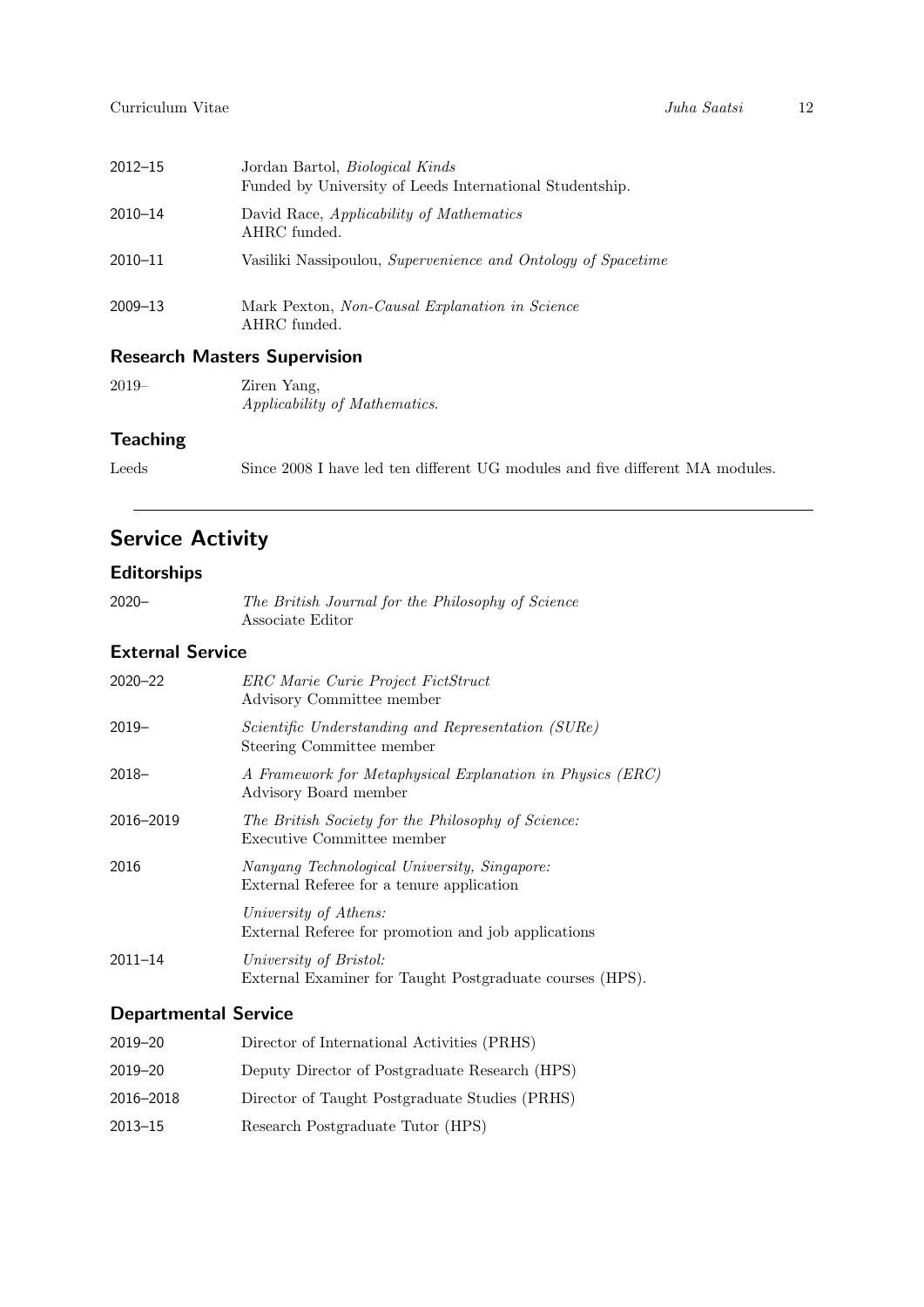2012–15 Jordan Bartol, *Biological Kinds*
Funded by University of Leeds International Studentship.

2010–14 David Race, *Applicability of Mathematics*
AHRC funded.

2010–11 Vasiliki Nassipoulou, *Supervenience and Ontology of Spacetime*

2009–13 Mark Pexton, *Non-Causal Explanation in Science*
AHRC funded.

### Research Masters Supervision

2019– Ziren Yang,
*Applicability of Mathematics.*

### Teaching

Leeds Since 2008 I have led ten different UG modules and five different MA modules.

---

## Service Activity

### Editorships

2020– *The British Journal for the Philosophy of Science*
Associate Editor

### External Service

2020–22 *ERC Marie Curie Project FictStruct*
Advisory Committee member

2019– *Scientific Understanding and Representation (SURe)*
Steering Committee member

2018– *A Framework for Metaphysical Explanation in Physics (ERC)*
Advisory Board member

2016–2019 *The British Society for the Philosophy of Science:*
Executive Committee member

2016 *Nanyang Technological University, Singapore:*
External Referee for a tenure application

*University of Athens:*
External Referee for promotion and job applications

2011–14 *University of Bristol:*
External Examiner for Taught Postgraduate courses (HPS).

### Departmental Service

2019–20 Director of International Activities (PRHS)

2019–20 Deputy Director of Postgraduate Research (HPS)

2016–2018 Director of Taught Postgraduate Studies (PRHS)

2013–15 Research Postgraduate Tutor (HPS)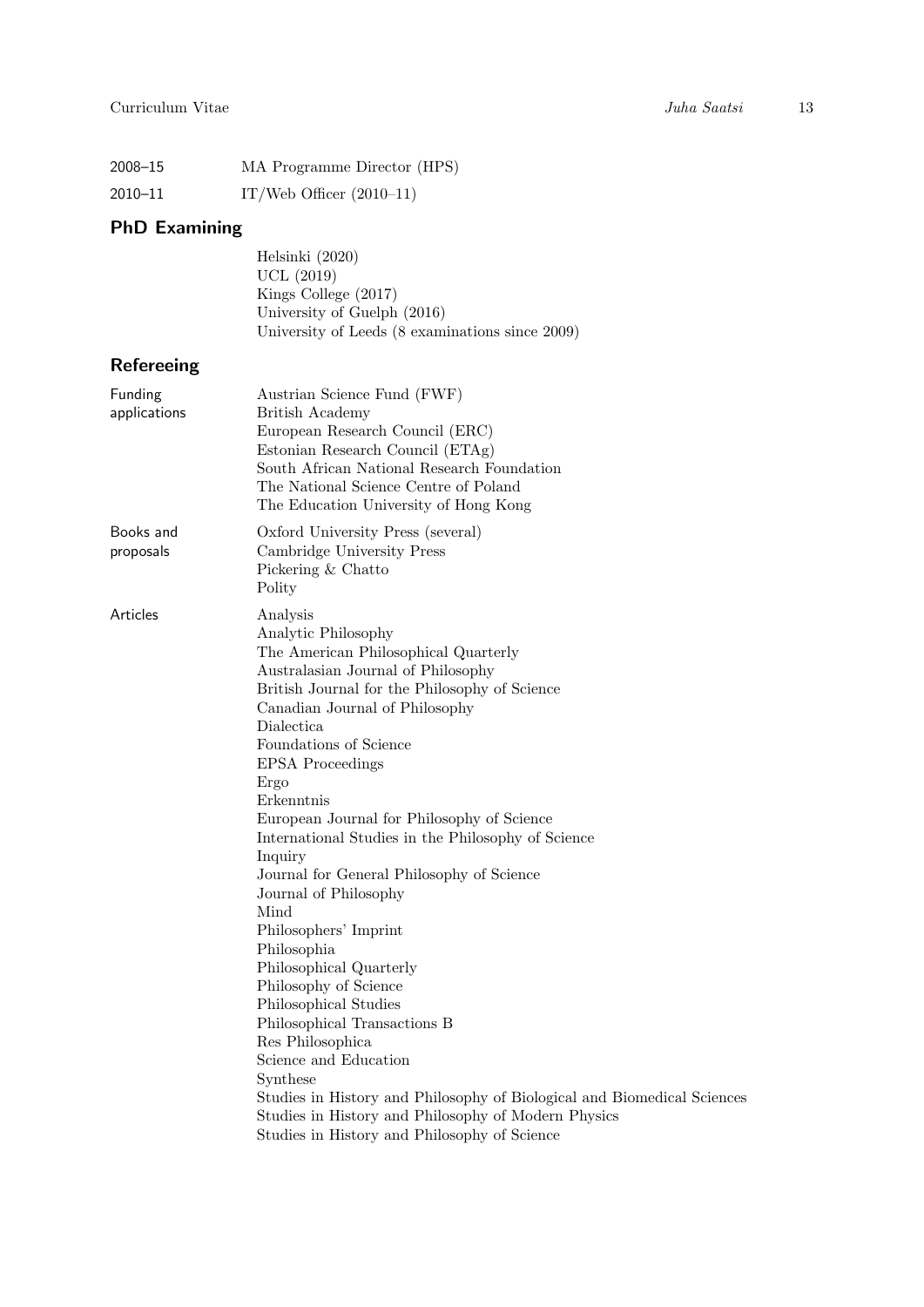2008–15 MA Programme Director (HPS)

2010–11 IT/Web Officer (2010–11)

## PhD Examining

Helsinki (2020)
UCL (2019)
Kings College (2017)
University of Guelph (2016)
University of Leeds (8 examinations since 2009)

## Refereeing

**Funding applications**

Austrian Science Fund (FWF)
British Academy
European Research Council (ERC)
Estonian Research Council (ETAg)
South African National Research Foundation
The National Science Centre of Poland
The Education University of Hong Kong

**Books and proposals**

Oxford University Press (several)
Cambridge University Press
Pickering & Chatto
Polity

**Articles**

Analysis
Analytic Philosophy
The American Philosophical Quarterly
Australasian Journal of Philosophy
British Journal for the Philosophy of Science
Canadian Journal of Philosophy
Dialectica
Foundations of Science
EPSA Proceedings
Ergo
Erkenntnis
European Journal for Philosophy of Science
International Studies in the Philosophy of Science
Inquiry
Journal for General Philosophy of Science
Journal of Philosophy
Mind
Philosophers' Imprint
Philosophia
Philosophical Quarterly
Philosophy of Science
Philosophical Studies
Philosophical Transactions B
Res Philosophica
Science and Education
Synthese
Studies in History and Philosophy of Biological and Biomedical Sciences
Studies in History and Philosophy of Modern Physics
Studies in History and Philosophy of Science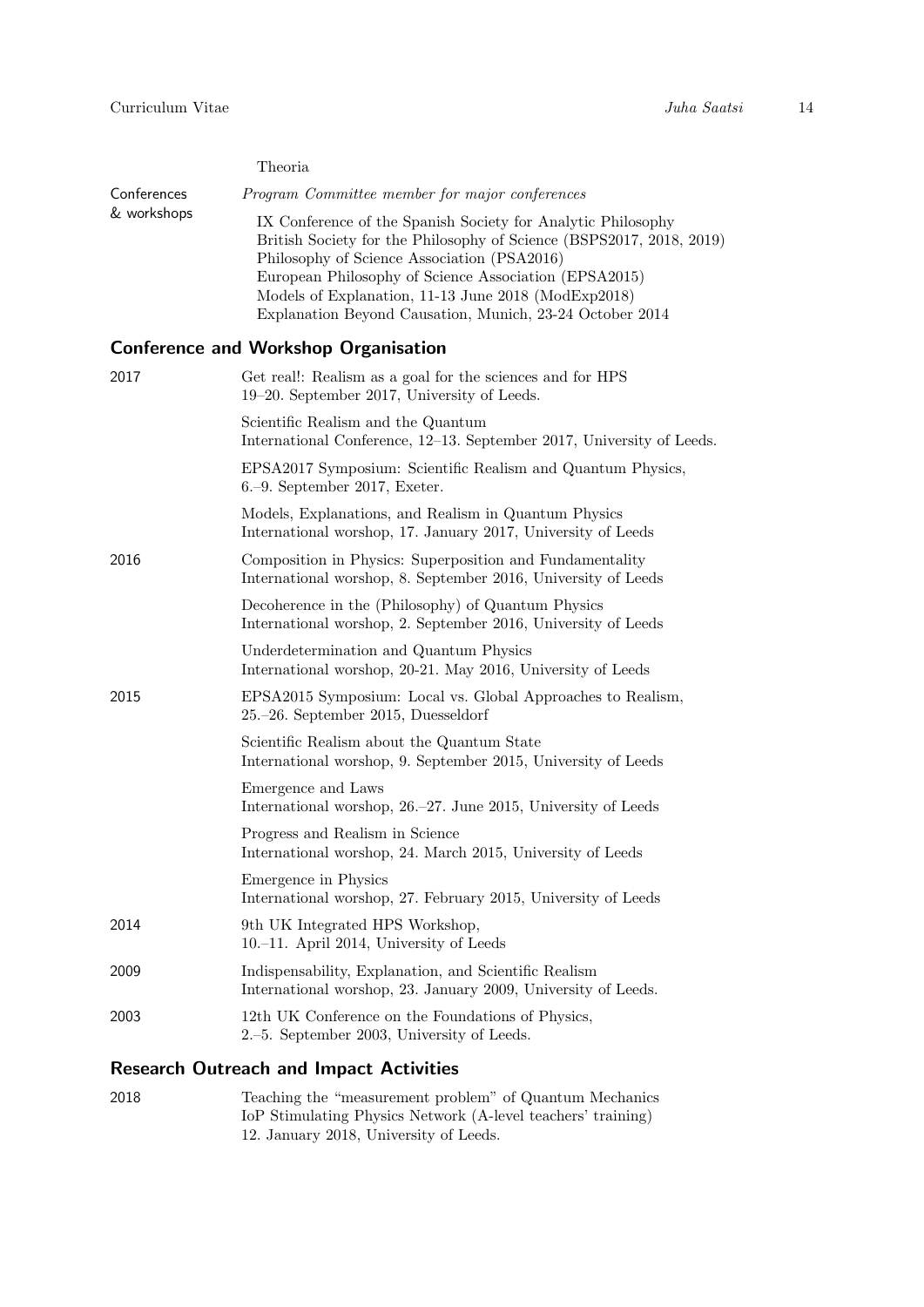Theoria

**Conferences & workshops**

*Program Committee member for major conferences*

IX Conference of the Spanish Society for Analytic Philosophy
British Society for the Philosophy of Science (BSPS2017, 2018, 2019)
Philosophy of Science Association (PSA2016)
European Philosophy of Science Association (EPSA2015)
Models of Explanation, 11-13 June 2018 (ModExp2018)
Explanation Beyond Causation, Munich, 23-24 October 2014

## Conference and Workshop Organisation

**2017**

Get real!: Realism as a goal for the sciences and for HPS
19–20. September 2017, University of Leeds.

Scientific Realism and the Quantum
International Conference, 12–13. September 2017, University of Leeds.

EPSA2017 Symposium: Scientific Realism and Quantum Physics,
6.–9. September 2017, Exeter.

Models, Explanations, and Realism in Quantum Physics
International worshop, 17. January 2017, University of Leeds

**2016**

Composition in Physics: Superposition and Fundamentality
International worshop, 8. September 2016, University of Leeds

Decoherence in the (Philosophy) of Quantum Physics
International worshop, 2. September 2016, University of Leeds

Underdetermination and Quantum Physics
International worshop, 20-21. May 2016, University of Leeds

**2015**

EPSA2015 Symposium: Local vs. Global Approaches to Realism,
25.–26. September 2015, Duesseldorf

Scientific Realism about the Quantum State
International worshop, 9. September 2015, University of Leeds

Emergence and Laws
International worshop, 26.–27. June 2015, University of Leeds

Progress and Realism in Science
International worshop, 24. March 2015, University of Leeds

Emergence in Physics
International worshop, 27. February 2015, University of Leeds

**2014**

9th UK Integrated HPS Workshop,
10.–11. April 2014, University of Leeds

**2009**

Indispensability, Explanation, and Scientific Realism
International worshop, 23. January 2009, University of Leeds.

**2003**

12th UK Conference on the Foundations of Physics,
2.–5. September 2003, University of Leeds.

## Research Outreach and Impact Activities

**2018**

Teaching the "measurement problem" of Quantum Mechanics
IoP Stimulating Physics Network (A-level teachers' training)
12. January 2018, University of Leeds.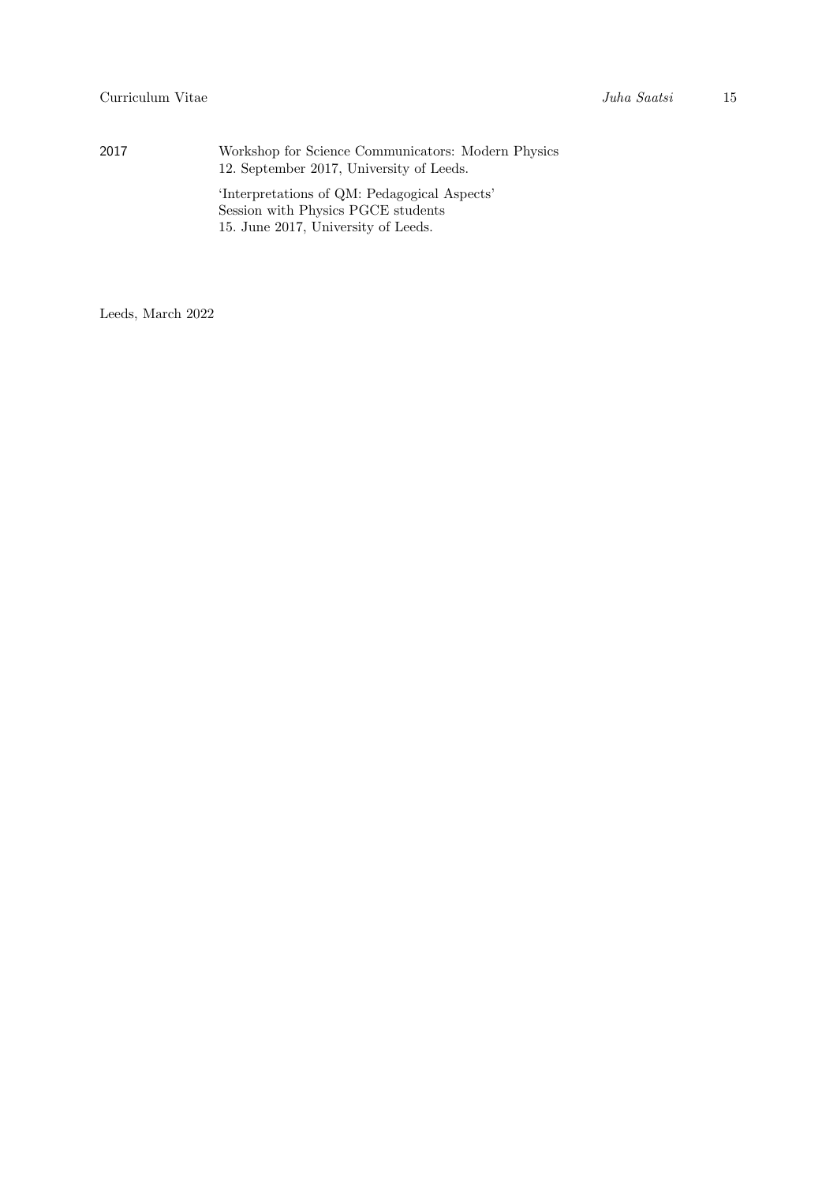2017 Workshop for Science Communicators: Modern Physics
12. September 2017, University of Leeds.

'Interpretations of QM: Pedagogical Aspects'
Session with Physics PGCE students
15. June 2017, University of Leeds.

Leeds, March 2022